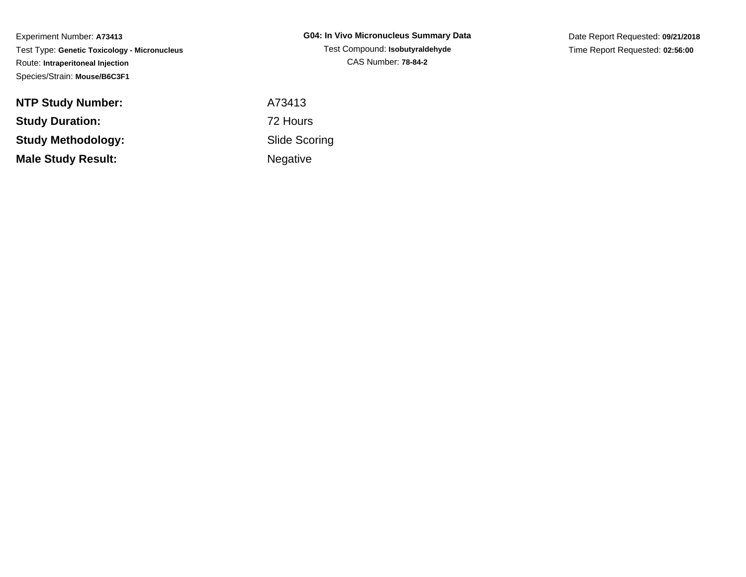Experiment Number: **A73413**
Test Type: **Genetic Toxicology - Micronucleus**
Route: **Intraperitoneal Injection**
Species/Strain: **Mouse/B6C3F1**

**G04: In Vivo Micronucleus Summary Data**
Test Compound: **Isobutyraldehyde**
CAS Number: **78-84-2**

Date Report Requested: **09/21/2018**
Time Report Requested: **02:56:00**

| | |
|---|---|
| **NTP Study Number:** | A73413 |
| **Study Duration:** | 72 Hours |
| **Study Methodology:** | Slide Scoring |
| **Male Study Result:** | Negative |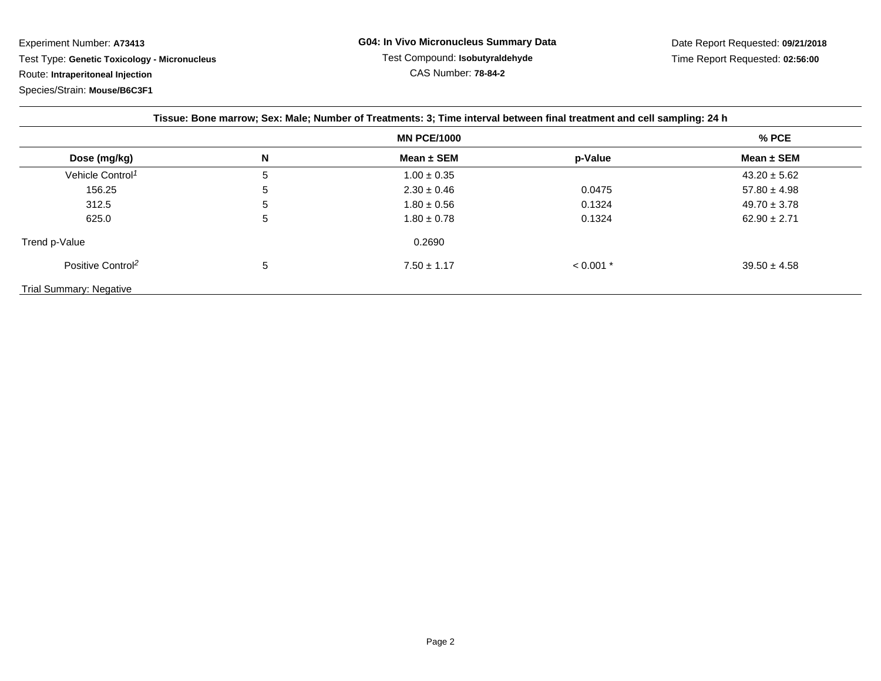Experiment Number: **A73413**

Test Type: **Genetic Toxicology - Micronucleus**

Route: **Intraperitoneal Injection**

Species/Strain: **Mouse/B6C3F1**

**G04: In Vivo Micronucleus Summary Data**

Test Compound: **Isobutyraldehyde**

CAS Number: **78-84-2**

Date Report Requested: **09/21/2018**

Time Report Requested: **02:56:00**

| Tissue: Bone marrow; Sex: Male; Number of Treatments: 3; Time interval between final treatment and cell sampling: 24 h | | | | |
|---|---|---|---|---|
| | | MN PCE/1000 | | % PCE |
| **Dose (mg/kg)** | **N** | **Mean ± SEM** | **p-Value** | **Mean ± SEM** |
| Vehicle Control[1] | 5 | 1.00 ± 0.35 | | 43.20 ± 5.62 |
| 156.25 | 5 | 2.30 ± 0.46 | 0.0475 | 57.80 ± 4.98 |
| 312.5 | 5 | 1.80 ± 0.56 | 0.1324 | 49.70 ± 3.78 |
| 625.0 | 5 | 1.80 ± 0.78 | 0.1324 | 62.90 ± 2.71 |
| Trend p-Value | | 0.2690 | | |
| Positive Control[2] | 5 | 7.50 ± 1.17 | < 0.001 * | 39.50 ± 4.58 |
| Trial Summary: Negative | | | | |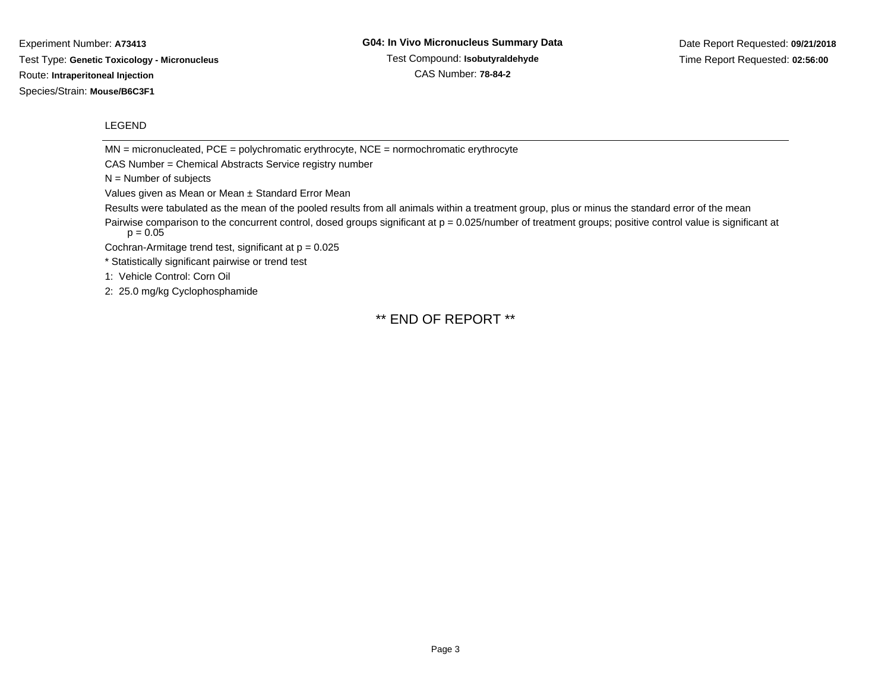Experiment Number: **A73413**

Test Type: **Genetic Toxicology - Micronucleus**

Route: **Intraperitoneal Injection**

Species/Strain: **Mouse/B6C3F1**

**G04: In Vivo Micronucleus Summary Data**

Test Compound: **Isobutyraldehyde**

CAS Number: **78-84-2**

Date Report Requested: **09/21/2018**

Time Report Requested: **02:56:00**

LEGEND

MN = micronucleated, PCE = polychromatic erythrocyte, NCE = normochromatic erythrocyte

CAS Number = Chemical Abstracts Service registry number

N = Number of subjects

Values given as Mean or Mean ± Standard Error Mean

Results were tabulated as the mean of the pooled results from all animals within a treatment group, plus or minus the standard error of the mean

Pairwise comparison to the concurrent control, dosed groups significant at p = 0.025/number of treatment groups; positive control value is significant at p = 0.05

Cochran-Armitage trend test, significant at p = 0.025

* Statistically significant pairwise or trend test

1: Vehicle Control: Corn Oil

2: 25.0 mg/kg Cyclophosphamide

** END OF REPORT **